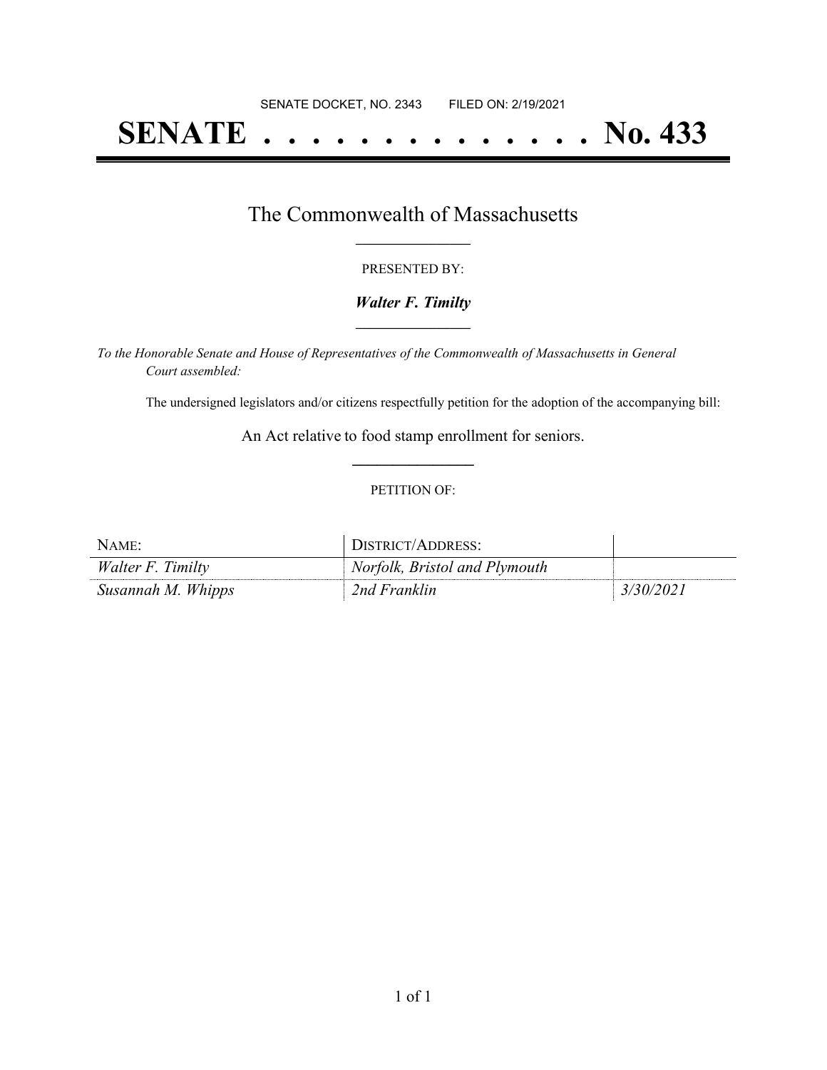SENATE DOCKET, NO. 2343        FILED ON: 2/19/2021

# SENATE . . . . . . . . . . . . . . No. 433

## The Commonwealth of Massachusetts

PRESENTED BY:

***Walter F. Timilty***

*To the Honorable Senate and House of Representatives of the Commonwealth of Massachusetts in General Court assembled:*

The undersigned legislators and/or citizens respectfully petition for the adoption of the accompanying bill:

An Act relative to food stamp enrollment for seniors.

PETITION OF:

| NAME: | DISTRICT/ADDRESS: | |
|---|---|---|
| *Walter F. Timilty* | *Norfolk, Bristol and Plymouth* | |
| *Susannah M. Whipps* | *2nd Franklin* | *3/30/2021* |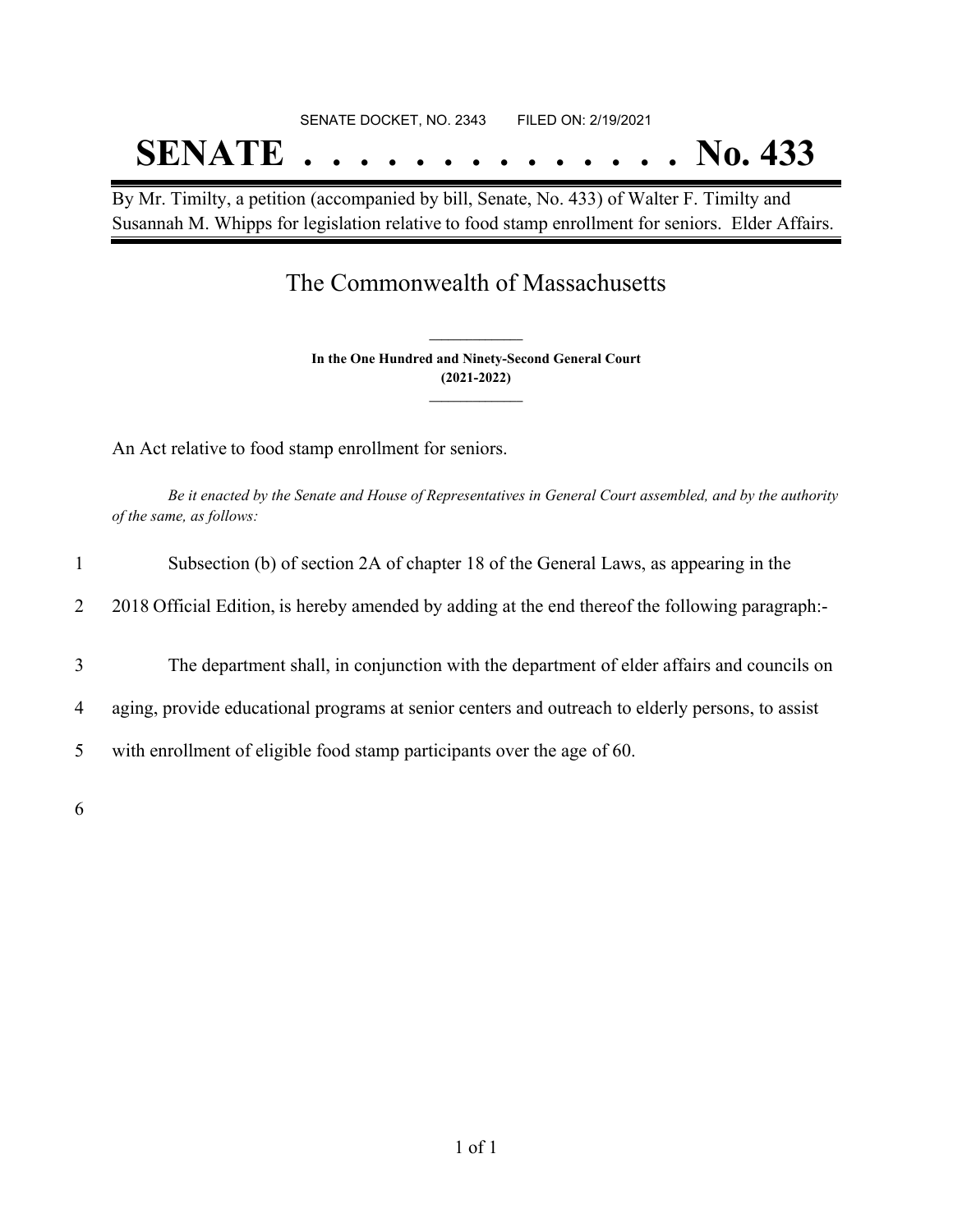SENATE DOCKET, NO. 2343        FILED ON: 2/19/2021

# SENATE . . . . . . . . . . . . . . No. 433

By Mr. Timilty, a petition (accompanied by bill, Senate, No. 433) of Walter F. Timilty and Susannah M. Whipps for legislation relative to food stamp enrollment for seniors. Elder Affairs.

## The Commonwealth of Massachusetts

**In the One Hundred and Ninety-Second General Court**
**(2021-2022)**

An Act relative to food stamp enrollment for seniors.

*Be it enacted by the Senate and House of Representatives in General Court assembled, and by the authority of the same, as follows:*

1 Subsection (b) of section 2A of chapter 18 of the General Laws, as appearing in the
2 2018 Official Edition, is hereby amended by adding at the end thereof the following paragraph:-

3 The department shall, in conjunction with the department of elder affairs and councils on
4 aging, provide educational programs at senior centers and outreach to elderly persons, to assist
5 with enrollment of eligible food stamp participants over the age of 60.

6